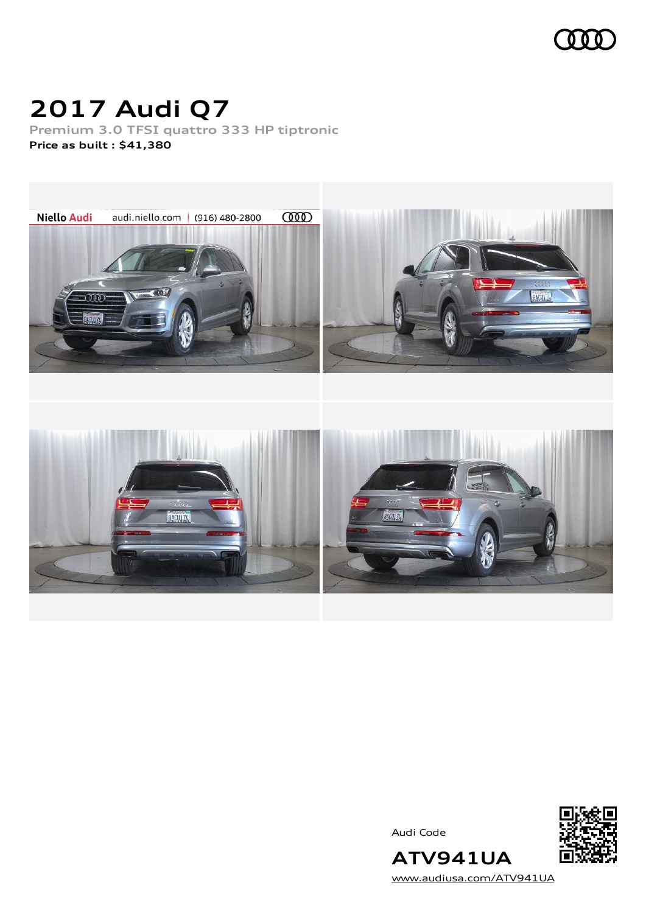# 2017 Audi Q7

**Premium 3.0 TFSI quattro 333 HP tiptronic**

**Price as built : $41,380**

Audi Code

**ATV941UA**

[www.audiusa.com/ATV941UA](www.audiusa.com/ATV941UA)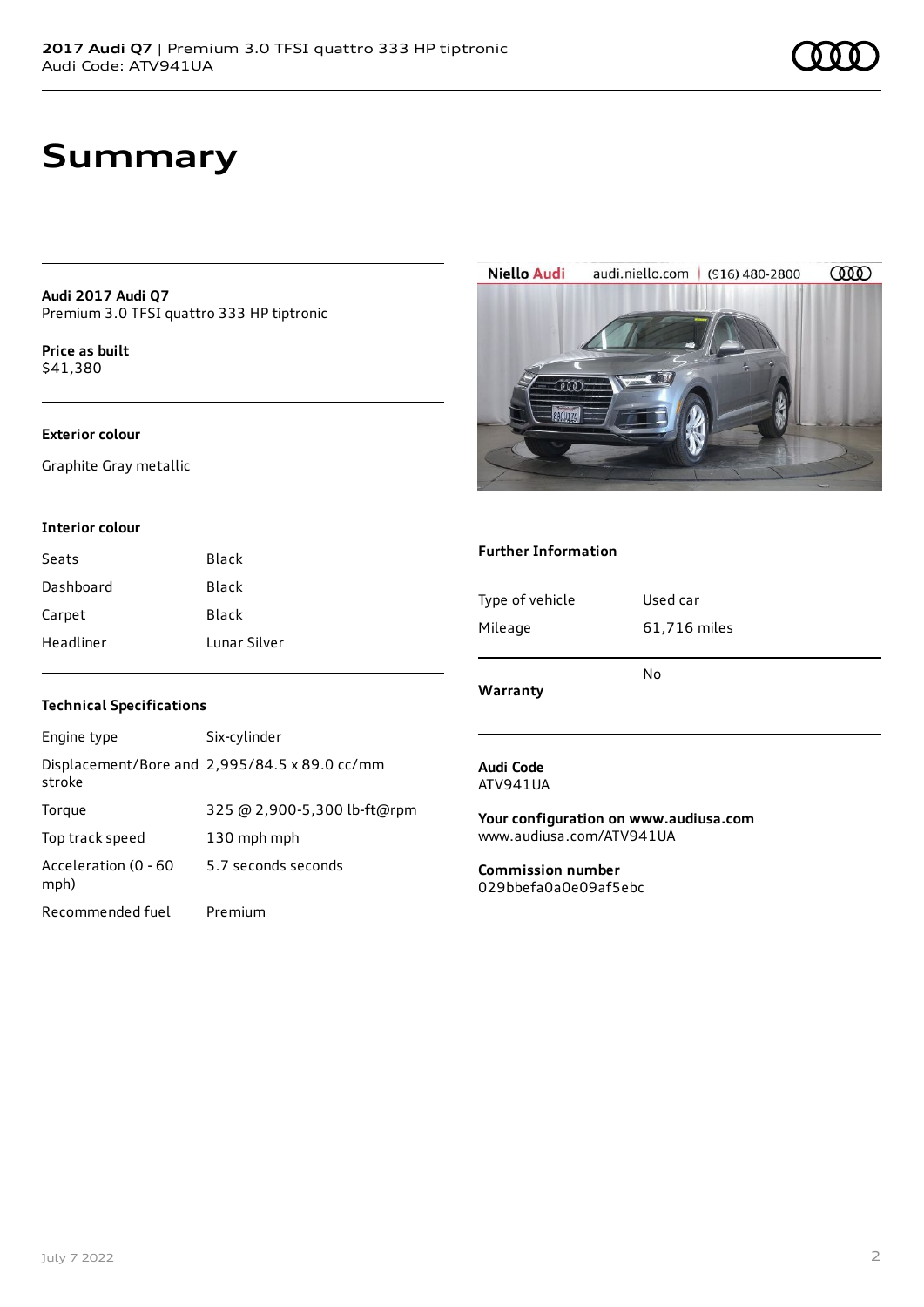# Summary

**Audi 2017 Audi Q7**
Premium 3.0 TFSI quattro 333 HP tiptronic

**Price as built**
$41,380

### Exterior colour

Graphite Gray metallic

### Interior colour

| | |
|---|---|
| Seats | Black |
| Dashboard | Black |
| Carpet | Black |
| Headliner | Lunar Silver |

### Technical Specifications

| | |
|---|---|
| Engine type | Six-cylinder |
| Displacement/Bore and stroke | 2,995/84.5 x 89.0 cc/mm |
| Torque | 325 @ 2,900-5,300 lb-ft@rpm |
| Top track speed | 130 mph mph |
| Acceleration (0 - 60 mph) | 5.7 seconds seconds |
| Recommended fuel | Premium |

Niello Audi audi.niello.com (916) 480-2800

### Further Information

| | |
|---|---|
| Type of vehicle | Used car |
| Mileage | 61,716 miles |
| Warranty | No |

**Audi Code**
ATV941UA

**Your configuration on www.audiusa.com**
www.audiusa.com/ATV941UA

**Commission number**
029bbefa0a0e09af5ebc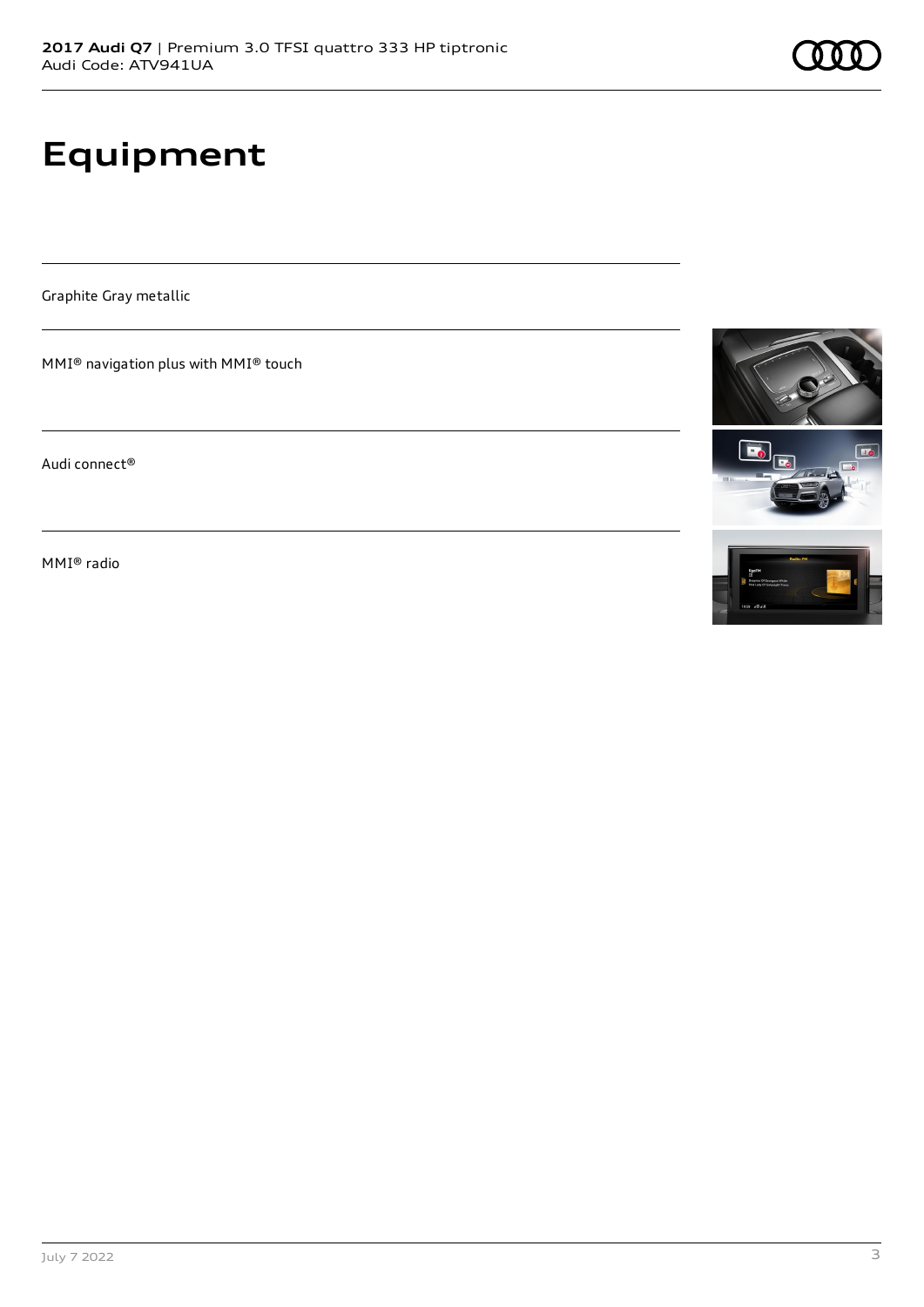# Equipment

Graphite Gray metallic

MMI® navigation plus with MMI® touch

Audi connect®

MMI® radio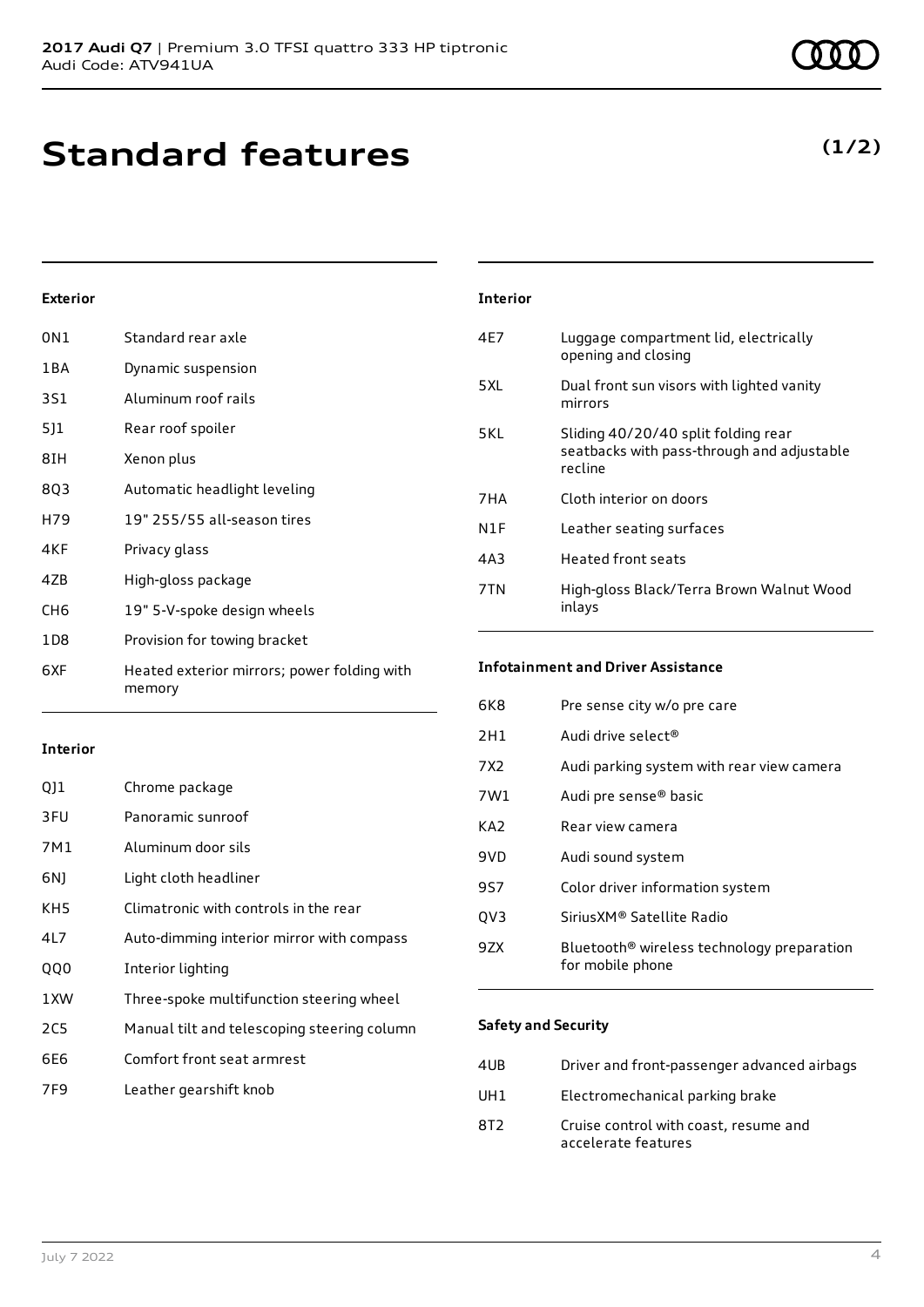# Standard features

**(1/2)**

#### Exterior

| | |
|---|---|
| 0N1 | Standard rear axle |
| 1BA | Dynamic suspension |
| 3S1 | Aluminum roof rails |
| 5J1 | Rear roof spoiler |
| 8IH | Xenon plus |
| 8Q3 | Automatic headlight leveling |
| H79 | 19" 255/55 all-season tires |
| 4KF | Privacy glass |
| 4ZB | High-gloss package |
| CH6 | 19" 5-V-spoke design wheels |
| 1D8 | Provision for towing bracket |
| 6XF | Heated exterior mirrors; power folding with memory |

#### Interior

| | |
|---|---|
| QJ1 | Chrome package |
| 3FU | Panoramic sunroof |
| 7M1 | Aluminum door sils |
| 6NJ | Light cloth headliner |
| KH5 | Climatronic with controls in the rear |
| 4L7 | Auto-dimming interior mirror with compass |
| QQ0 | Interior lighting |
| 1XW | Three-spoke multifunction steering wheel |
| 2C5 | Manual tilt and telescoping steering column |
| 6E6 | Comfort front seat armrest |
| 7F9 | Leather gearshift knob |

#### Interior

| | |
|---|---|
| 4E7 | Luggage compartment lid, electrically opening and closing |
| 5XL | Dual front sun visors with lighted vanity mirrors |
| 5KL | Sliding 40/20/40 split folding rear seatbacks with pass-through and adjustable recline |
| 7HA | Cloth interior on doors |
| N1F | Leather seating surfaces |
| 4A3 | Heated front seats |
| 7TN | High-gloss Black/Terra Brown Walnut Wood inlays |

#### Infotainment and Driver Assistance

| | |
|---|---|
| 6K8 | Pre sense city w/o pre care |
| 2H1 | Audi drive select® |
| 7X2 | Audi parking system with rear view camera |
| 7W1 | Audi pre sense® basic |
| KA2 | Rear view camera |
| 9VD | Audi sound system |
| 9S7 | Color driver information system |
| QV3 | SiriusXM® Satellite Radio |
| 9ZX | Bluetooth® wireless technology preparation for mobile phone |

#### Safety and Security

| | |
|---|---|
| 4UB | Driver and front-passenger advanced airbags |
| UH1 | Electromechanical parking brake |
| 8T2 | Cruise control with coast, resume and accelerate features |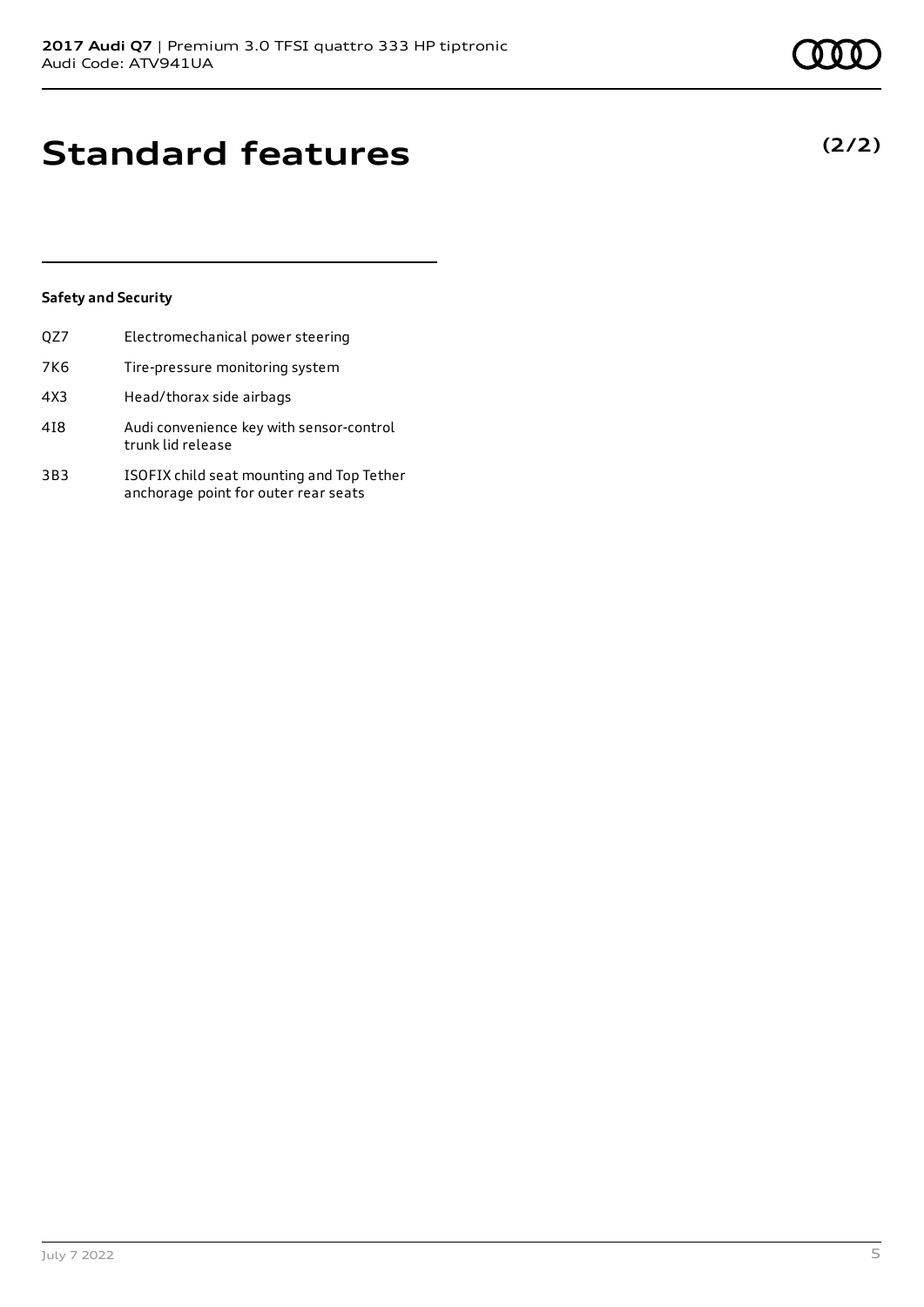# Standard features

**(2/2)**

**Safety and Security**

| | |
|---|---|
| QZ7 | Electromechanical power steering |
| 7K6 | Tire-pressure monitoring system |
| 4X3 | Head/thorax side airbags |
| 4I8 | Audi convenience key with sensor-control trunk lid release |
| 3B3 | ISOFIX child seat mounting and Top Tether anchorage point for outer rear seats |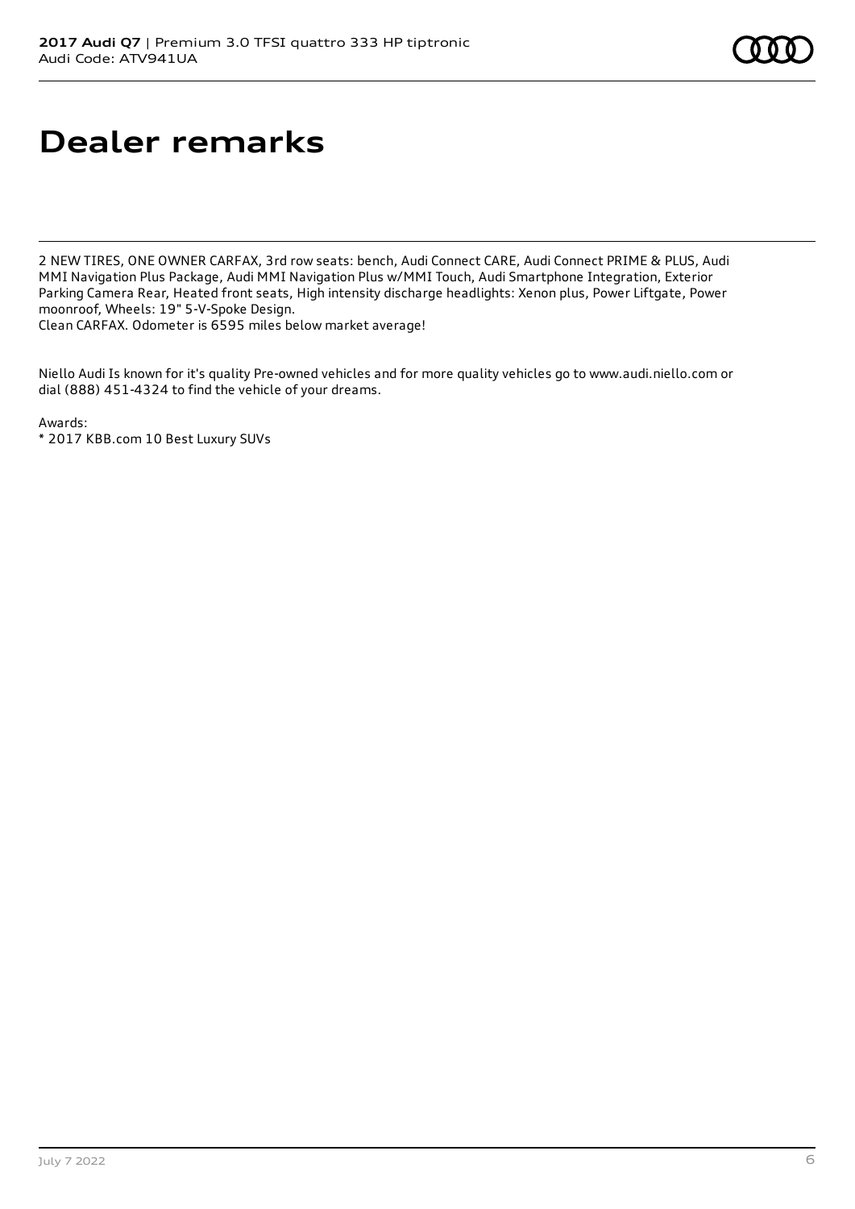# Dealer remarks

2 NEW TIRES, ONE OWNER CARFAX, 3rd row seats: bench, Audi Connect CARE, Audi Connect PRIME & PLUS, Audi MMI Navigation Plus Package, Audi MMI Navigation Plus w/MMI Touch, Audi Smartphone Integration, Exterior Parking Camera Rear, Heated front seats, High intensity discharge headlights: Xenon plus, Power Liftgate, Power moonroof, Wheels: 19" 5-V-Spoke Design.
Clean CARFAX. Odometer is 6595 miles below market average!

Niello Audi Is known for it's quality Pre-owned vehicles and for more quality vehicles go to www.audi.niello.com or dial (888) 451-4324 to find the vehicle of your dreams.

Awards:
* 2017 KBB.com 10 Best Luxury SUVs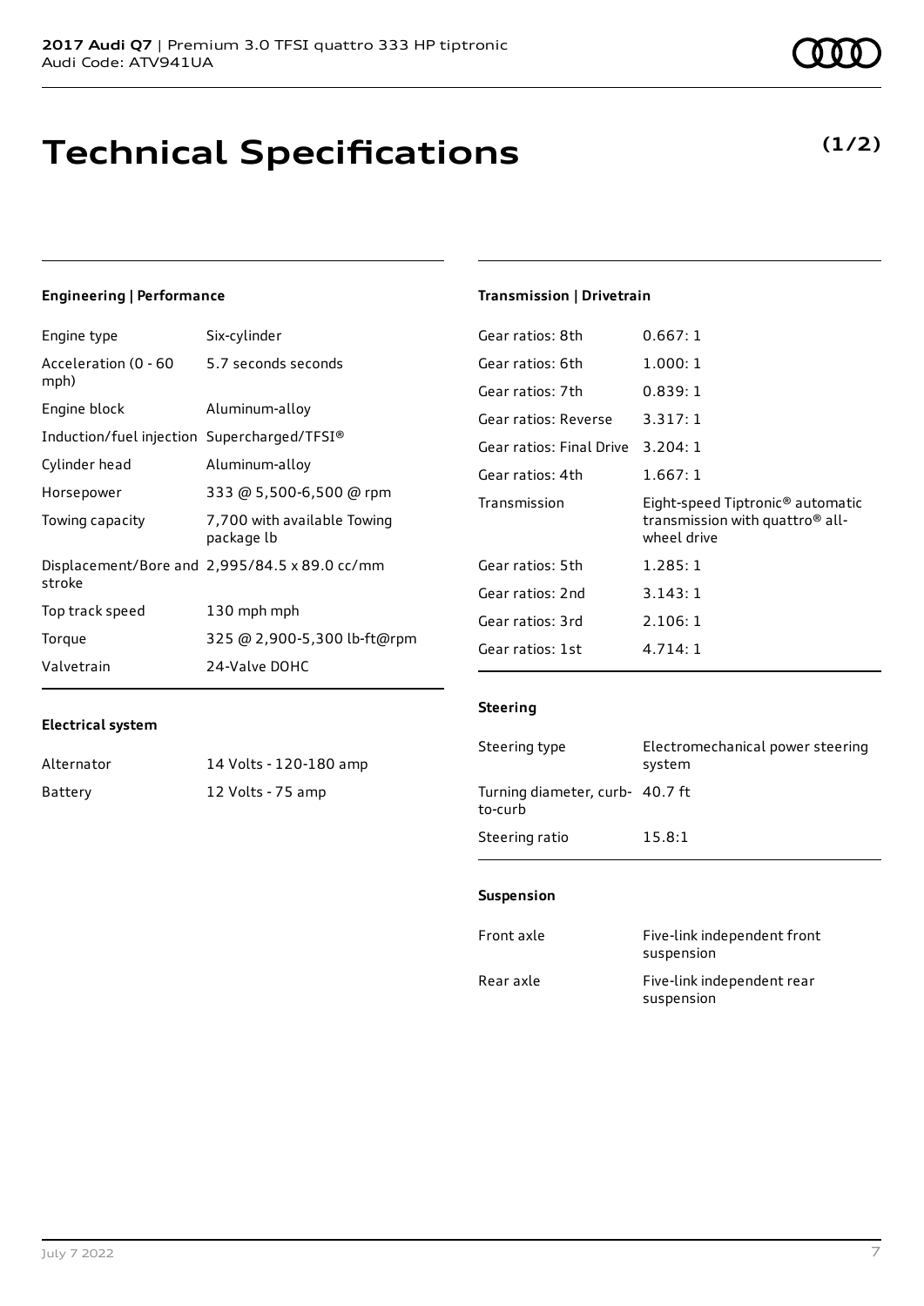# Technical Specifications

**(1/2)**

## Engineering | Performance

| | |
|---|---|
| Engine type | Six-cylinder |
| Acceleration (0 - 60 mph) | 5.7 seconds seconds |
| Engine block | Aluminum-alloy |
| Induction/fuel injection | Supercharged/TFSI® |
| Cylinder head | Aluminum-alloy |
| Horsepower | 333 @ 5,500-6,500 @ rpm |
| Towing capacity | 7,700 with available Towing package lb |
| Displacement/Bore and stroke | 2,995/84.5 x 89.0 cc/mm |
| Top track speed | 130 mph mph |
| Torque | 325 @ 2,900-5,300 lb-ft@rpm |
| Valvetrain | 24-Valve DOHC |

## Electrical system

| | |
|---|---|
| Alternator | 14 Volts - 120-180 amp |
| Battery | 12 Volts - 75 amp |

## Transmission | Drivetrain

| | |
|---|---|
| Gear ratios: 8th | 0.667: 1 |
| Gear ratios: 6th | 1.000: 1 |
| Gear ratios: 7th | 0.839: 1 |
| Gear ratios: Reverse | 3.317: 1 |
| Gear ratios: Final Drive | 3.204: 1 |
| Gear ratios: 4th | 1.667: 1 |
| Transmission | Eight-speed Tiptronic® automatic transmission with quattro® all-wheel drive |
| Gear ratios: 5th | 1.285: 1 |
| Gear ratios: 2nd | 3.143: 1 |
| Gear ratios: 3rd | 2.106: 1 |
| Gear ratios: 1st | 4.714: 1 |

## Steering

| | |
|---|---|
| Steering type | Electromechanical power steering system |
| Turning diameter, curb-to-curb | 40.7 ft |
| Steering ratio | 15.8:1 |

## Suspension

| | |
|---|---|
| Front axle | Five-link independent front suspension |
| Rear axle | Five-link independent rear suspension |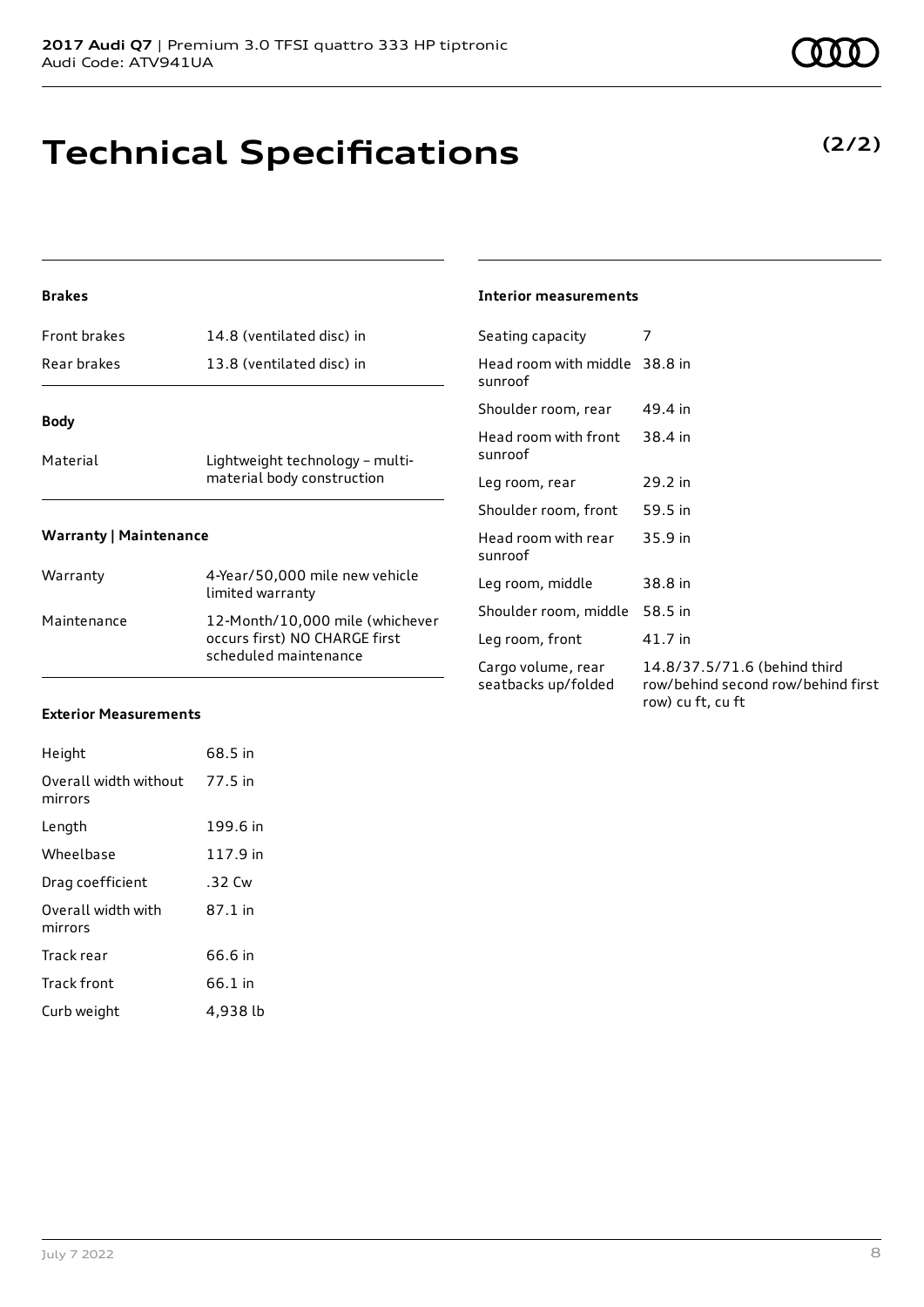# Technical Specifications

**(2/2)**

### Brakes

| | |
|---|---|
| Front brakes | 14.8 (ventilated disc) in |
| Rear brakes | 13.8 (ventilated disc) in |

### Body

| | |
|---|---|
| Material | Lightweight technology – multi-material body construction |

### Warranty | Maintenance

| | |
|---|---|
| Warranty | 4-Year/50,000 mile new vehicle limited warranty |
| Maintenance | 12-Month/10,000 mile (whichever occurs first) NO CHARGE first scheduled maintenance |

### Exterior Measurements

| | |
|---|---|
| Height | 68.5 in |
| Overall width without mirrors | 77.5 in |
| Length | 199.6 in |
| Wheelbase | 117.9 in |
| Drag coefficient | .32 Cw |
| Overall width with mirrors | 87.1 in |
| Track rear | 66.6 in |
| Track front | 66.1 in |
| Curb weight | 4,938 lb |

### Interior measurements

| | |
|---|---|
| Seating capacity | 7 |
| Head room with middle sunroof | 38.8 in |
| Shoulder room, rear | 49.4 in |
| Head room with front sunroof | 38.4 in |
| Leg room, rear | 29.2 in |
| Shoulder room, front | 59.5 in |
| Head room with rear sunroof | 35.9 in |
| Leg room, middle | 38.8 in |
| Shoulder room, middle | 58.5 in |
| Leg room, front | 41.7 in |
| Cargo volume, rear seatbacks up/folded | 14.8/37.5/71.6 (behind third row/behind second row/behind first row) cu ft, cu ft |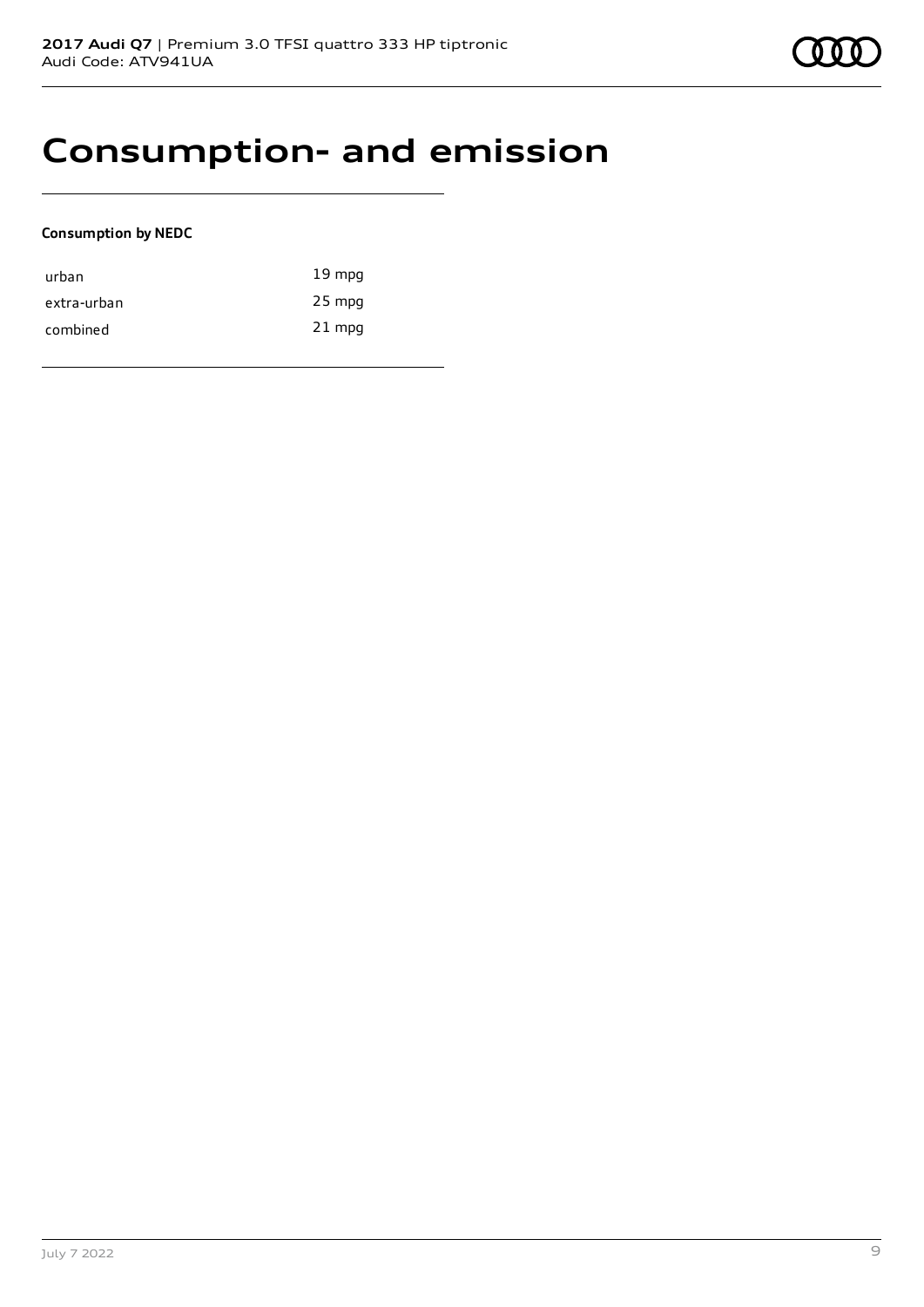# Consumption- and emission

**Consumption by NEDC**

| | |
|---|---|
| urban | 19 mpg |
| extra-urban | 25 mpg |
| combined | 21 mpg |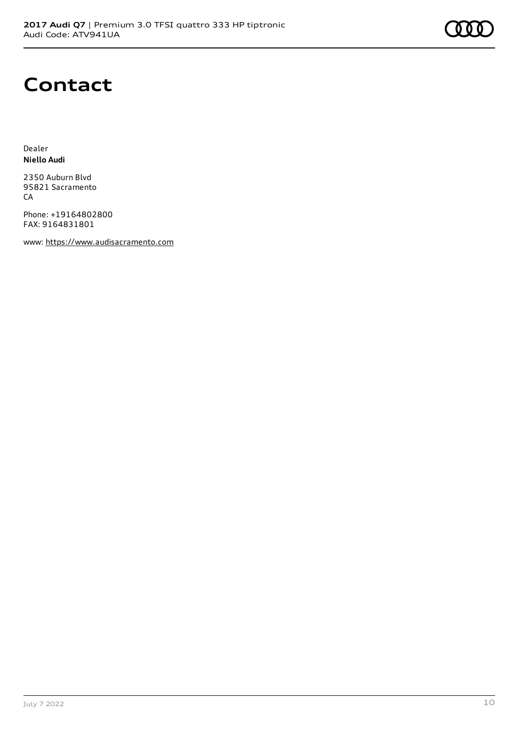# Contact

Dealer
**Niello Audi**

2350 Auburn Blvd
95821 Sacramento
CA

Phone: +19164802800
FAX: 9164831801

www: https://www.audisacramento.com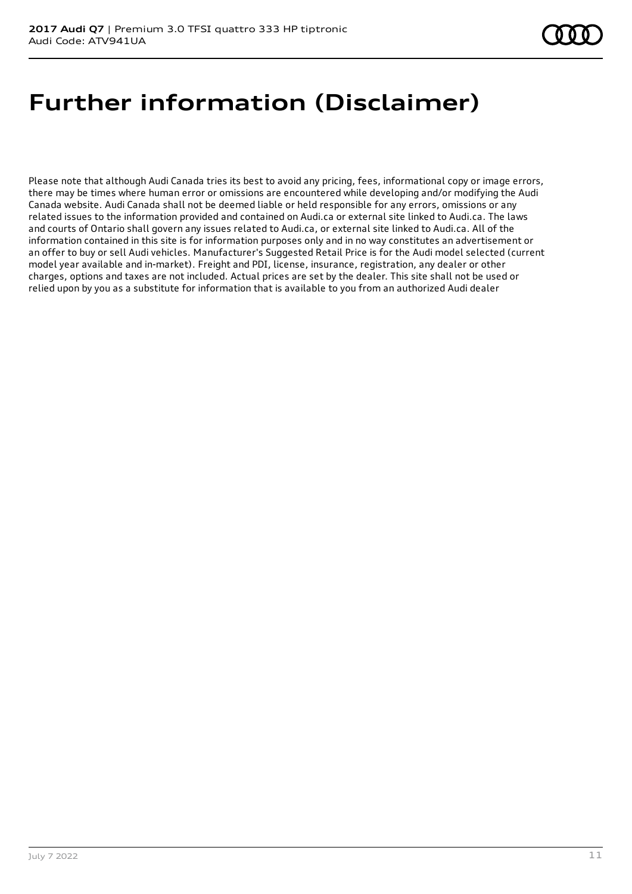# Further information (Disclaimer)

Please note that although Audi Canada tries its best to avoid any pricing, fees, informational copy or image errors, there may be times where human error or omissions are encountered while developing and/or modifying the Audi Canada website. Audi Canada shall not be deemed liable or held responsible for any errors, omissions or any related issues to the information provided and contained on Audi.ca or external site linked to Audi.ca. The laws and courts of Ontario shall govern any issues related to Audi.ca, or external site linked to Audi.ca. All of the information contained in this site is for information purposes only and in no way constitutes an advertisement or an offer to buy or sell Audi vehicles. Manufacturer's Suggested Retail Price is for the Audi model selected (current model year available and in-market). Freight and PDI, license, insurance, registration, any dealer or other charges, options and taxes are not included. Actual prices are set by the dealer. This site shall not be used or relied upon by you as a substitute for information that is available to you from an authorized Audi dealer